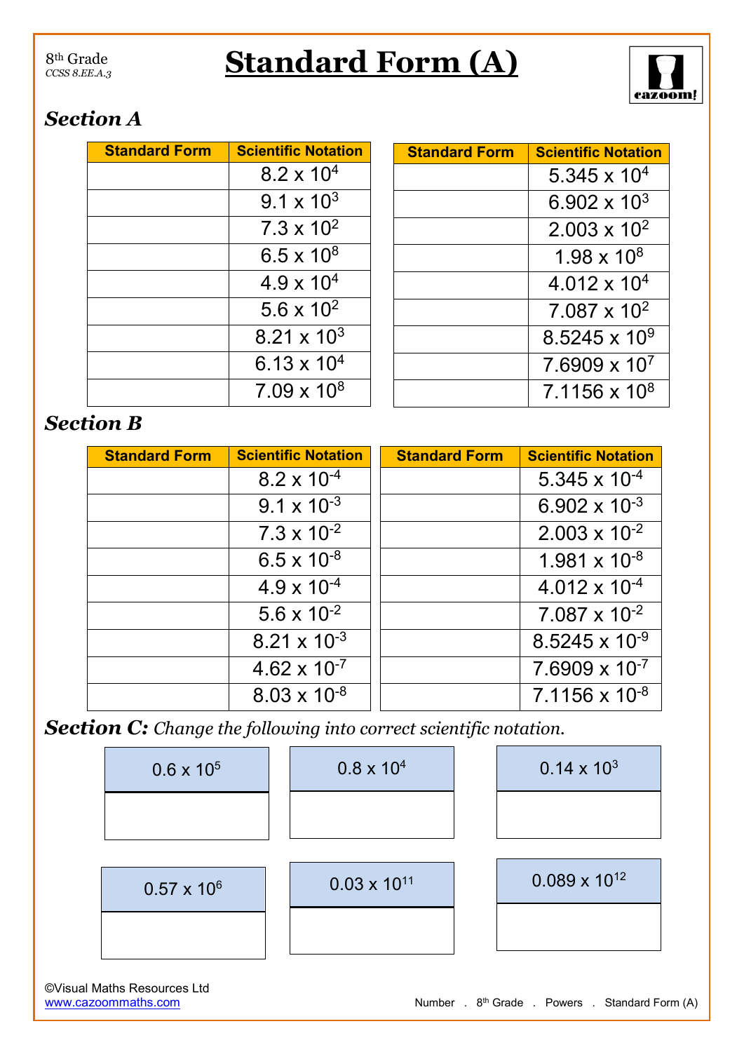8th Grade
*CCSS 8.EE.A.3*

# Standard Form (A)

## *Section A*

| Standard Form | Scientific Notation |
|---|---|
| | $8.2 \times 10^4$ |
| | $9.1 \times 10^3$ |
| | $7.3 \times 10^2$ |
| | $6.5 \times 10^8$ |
| | $4.9 \times 10^4$ |
| | $5.6 \times 10^2$ |
| | $8.21 \times 10^3$ |
| | $6.13 \times 10^4$ |
| | $7.09 \times 10^8$ |

| Standard Form | Scientific Notation |
|---|---|
| | $5.345 \times 10^4$ |
| | $6.902 \times 10^3$ |
| | $2.003 \times 10^2$ |
| | $1.98 \times 10^8$ |
| | $4.012 \times 10^4$ |
| | $7.087 \times 10^2$ |
| | $8.5245 \times 10^9$ |
| | $7.6909 \times 10^7$ |
| | $7.1156 \times 10^8$ |

## *Section B*

| Standard Form | Scientific Notation |
|---|---|
| | $8.2 \times 10^{-4}$ |
| | $9.1 \times 10^{-3}$ |
| | $7.3 \times 10^{-2}$ |
| | $6.5 \times 10^{-8}$ |
| | $4.9 \times 10^{-4}$ |
| | $5.6 \times 10^{-2}$ |
| | $8.21 \times 10^{-3}$ |
| | $4.62 \times 10^{-7}$ |
| | $8.03 \times 10^{-8}$ |

| Standard Form | Scientific Notation |
|---|---|
| | $5.345 \times 10^{-4}$ |
| | $6.902 \times 10^{-3}$ |
| | $2.003 \times 10^{-2}$ |
| | $1.981 \times 10^{-8}$ |
| | $4.012 \times 10^{-4}$ |
| | $7.087 \times 10^{-2}$ |
| | $8.5245 \times 10^{-9}$ |
| | $7.6909 \times 10^{-7}$ |
| | $7.1156 \times 10^{-8}$ |

## *Section C:* *Change the following into correct scientific notation.*

| $0.6 \times 10^5$ | $0.8 \times 10^4$ | $0.14 \times 10^3$ |
|---|---|---|
| | | |

| $0.57 \times 10^6$ | $0.03 \times 10^{11}$ | $0.089 \times 10^{12}$ |
|---|---|---|
| | | |

©Visual Maths Resources Ltd
www.cazoommaths.com

Number . 8th Grade . Powers . Standard Form (A)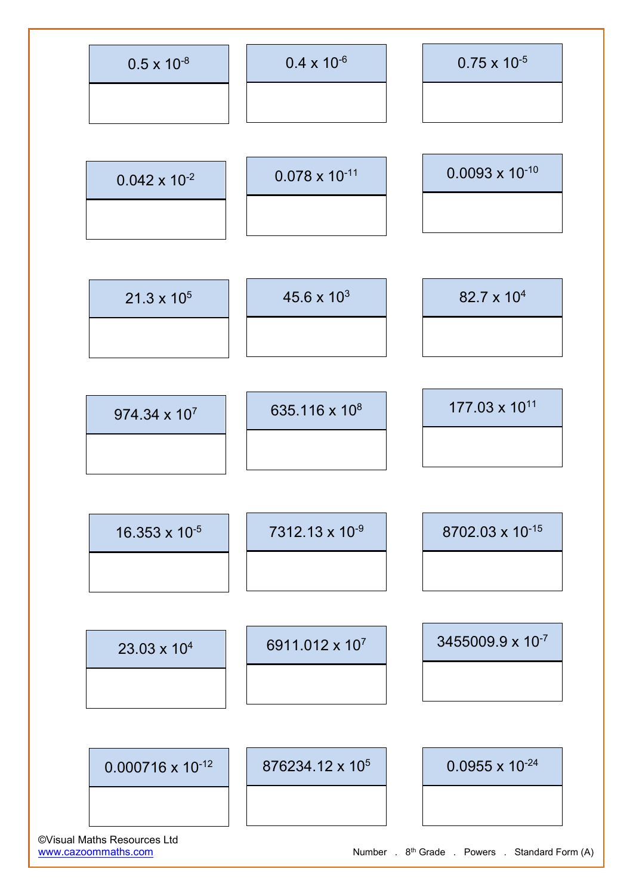| | | |
|---|---|---|
| $0.5 \times 10^{-8}$ | $0.4 \times 10^{-6}$ | $0.75 \times 10^{-5}$ |
| | | |
| $0.042 \times 10^{-2}$ | $0.078 \times 10^{-11}$ | $0.0093 \times 10^{-10}$ |
| | | |
| $21.3 \times 10^{5}$ | $45.6 \times 10^{3}$ | $82.7 \times 10^{4}$ |
| | | |
| $974.34 \times 10^{7}$ | $635.116 \times 10^{8}$ | $177.03 \times 10^{11}$ |
| | | |
| $16.353 \times 10^{-5}$ | $7312.13 \times 10^{-9}$ | $8702.03 \times 10^{-15}$ |
| | | |
| $23.03 \times 10^{4}$ | $6911.012 \times 10^{7}$ | $3455009.9 \times 10^{-7}$ |
| | | |
| $0.000716 \times 10^{-12}$ | $876234.12 \times 10^{5}$ | $0.0955 \times 10^{-24}$ |
| | | |

©Visual Maths Resources Ltd
www.cazoommaths.com

Number . 8th Grade . Powers . Standard Form (A)